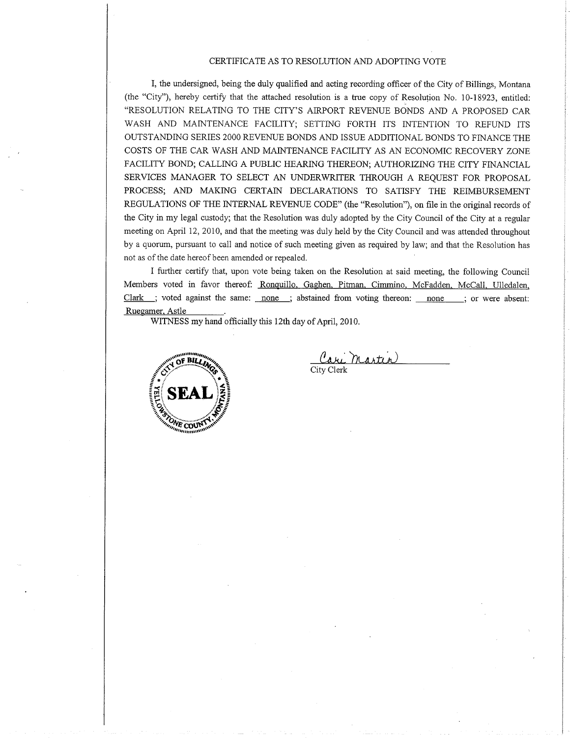## CERTIFICATE AS TO RESOLUTION AND ADOPTING VOTE

I, the undersigned, being the duly qualified and acting recording officer of the City of Billings, Montana (the "City"), hereby certify that the attached resolution is a true copy of Resolution No. 10-18923, entitled: "RESOLUTION RELATING TO THE CITY'S AIRPORT REVENUE BONDS AND A PROPOSED CAR WASH AND MAINTENANCE FACILITY; SETTING FORTH ITS INTENTION TO REFUND ITS OUTSTANDING SERIES 2000 REVENUE BONDS AND ISSUE ADDITIONAL BONDS TO FINANCE THE COSTS OF THE CAR WASH AND MAINTENANCE FACILITY AS AN ECONOMIC RECOVERY ZONE FACILITY BOND; CALLING A PUBLIC HEARING THEREON; AUTHORIZING THE CITY FINANCIAL SERVICES MANAGER TO SELECT AN UNDERWRITER THROUGH A REQUEST FOR PROPOSAL PROCESS; AND MAKING CERTAIN DECLARATIONS TO SATISFY THE REIMBURSEMENT REGULATIONS OF THE INTERNAL REVENUE CODE" (the "Resolution"), on file in the original records of the City in my legal custody; that the Resolution was duly adopted by the City Council of the City at a regular meeting on April 12, 2010, and that the meeting was duly held by the City Council and was attended throughout by a quorum, pursuant to call and notice of such meeting given as required by law; and that the Resolution has not as of the date hereof been amended or repealed.

I further certify that, upon vote being taken on the Resolution at said meeting, the following Council Members voted in favor thereof: Ronquillo, Gaghen, Pitman, Cimmino, McFadden, McCall, Ulledalen, Clark ; voted against the same: none ; abstained from voting thereon: none ; or were absent: Ruegamer, Astle .

WITNESS my hand officially this 12th day of April, 2010.

CITY OF BILLINGS SEAL YELLOWSTONE COUNTY, MONTANA

Cari Martin

City Clerk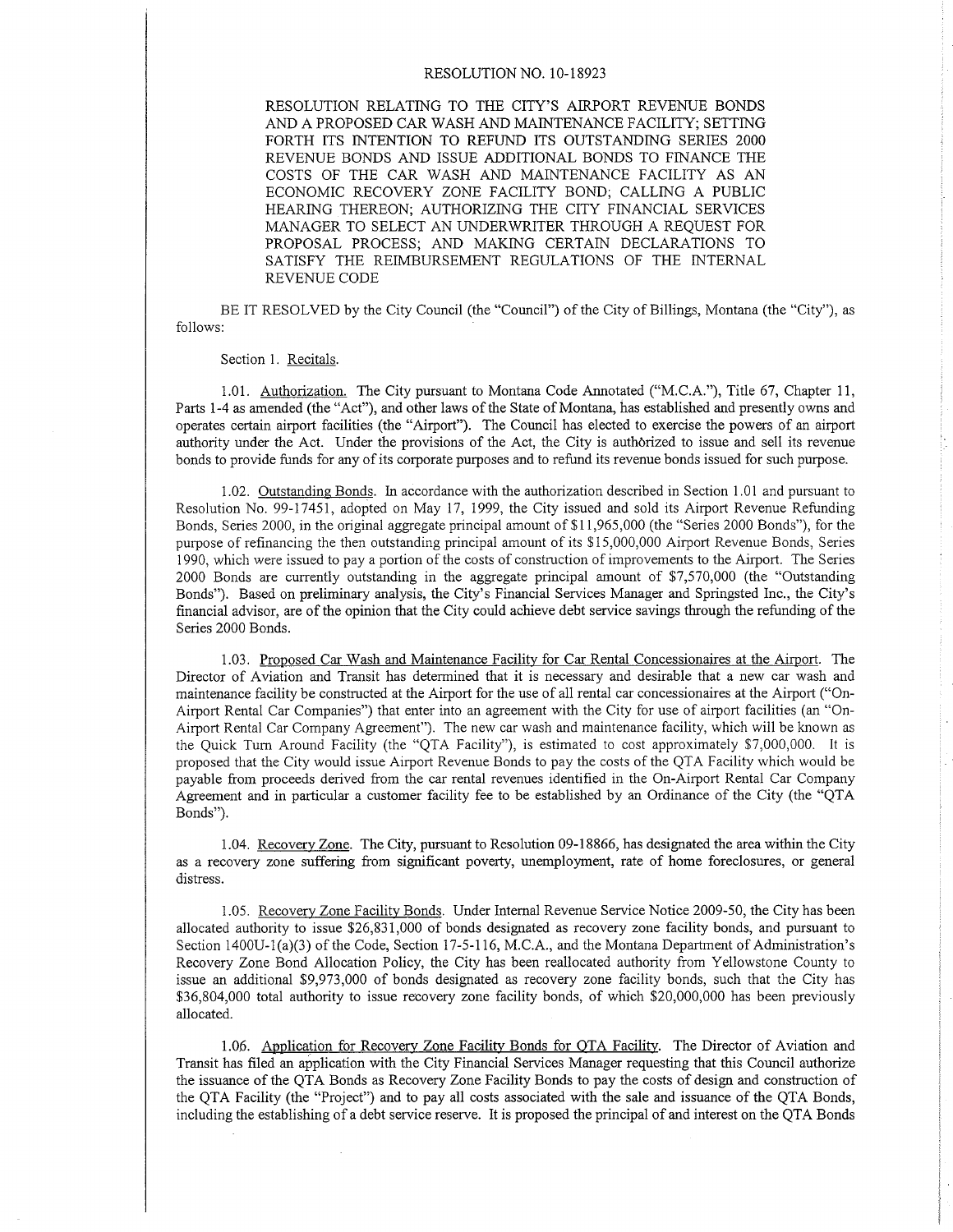RESOLUTION NO. 10-18923

RESOLUTION RELATING TO THE CITY'S AIRPORT REVENUE BONDS AND A PROPOSED CAR WASH AND MAINTENANCE FACILITY; SETTING FORTH ITS INTENTION TO REFUND ITS OUTSTANDING SERIES 2000 REVENUE BONDS AND ISSUE ADDITIONAL BONDS TO FINANCE THE COSTS OF THE CAR WASH AND MAINTENANCE FACILITY AS AN ECONOMIC RECOVERY ZONE FACILITY BOND; CALLING A PUBLIC HEARING THEREON; AUTHORIZING THE CITY FINANCIAL SERVICES MANAGER TO SELECT AN UNDERWRITER THROUGH A REQUEST FOR PROPOSAL PROCESS; AND MAKING CERTAIN DECLARATIONS TO SATISFY THE REIMBURSEMENT REGULATIONS OF THE INTERNAL REVENUE CODE

BE IT RESOLVED by the City Council (the "Council") of the City of Billings, Montana (the "City"), as follows:

Section 1. Recitals.

1.01. Authorization. The City pursuant to Montana Code Annotated ("M.C.A."), Title 67, Chapter 11, Parts 1-4 as amended (the "Act"), and other laws of the State of Montana, has established and presently owns and operates certain airport facilities (the "Airport"). The Council has elected to exercise the powers of an airport authority under the Act. Under the provisions of the Act, the City is authorized to issue and sell its revenue bonds to provide funds for any of its corporate purposes and to refund its revenue bonds issued for such purpose.

1.02. Outstanding Bonds. In accordance with the authorization described in Section 1.01 and pursuant to Resolution No. 99-17451, adopted on May 17, 1999, the City issued and sold its Airport Revenue Refunding Bonds, Series 2000, in the original aggregate principal amount of $11,965,000 (the "Series 2000 Bonds"), for the purpose of refinancing the then outstanding principal amount of its $15,000,000 Airport Revenue Bonds, Series 1990, which were issued to pay a portion of the costs of construction of improvements to the Airport. The Series 2000 Bonds are currently outstanding in the aggregate principal amount of $7,570,000 (the "Outstanding Bonds"). Based on preliminary analysis, the City's Financial Services Manager and Springsted Inc., the City's financial advisor, are of the opinion that the City could achieve debt service savings through the refunding of the Series 2000 Bonds.

1.03. Proposed Car Wash and Maintenance Facility for Car Rental Concessionaires at the Airport. The Director of Aviation and Transit has determined that it is necessary and desirable that a new car wash and maintenance facility be constructed at the Airport for the use of all rental car concessionaires at the Airport ("On-Airport Rental Car Companies") that enter into an agreement with the City for use of airport facilities (an "On-Airport Rental Car Company Agreement"). The new car wash and maintenance facility, which will be known as the Quick Turn Around Facility (the "QTA Facility"), is estimated to cost approximately $7,000,000. It is proposed that the City would issue Airport Revenue Bonds to pay the costs of the QTA Facility which would be payable from proceeds derived from the car rental revenues identified in the On-Airport Rental Car Company Agreement and in particular a customer facility fee to be established by an Ordinance of the City (the "QTA Bonds").

1.04. Recovery Zone. The City, pursuant to Resolution 09-18866, has designated the area within the City as a recovery zone suffering from significant poverty, unemployment, rate of home foreclosures, or general distress.

1.05. Recovery Zone Facility Bonds. Under Internal Revenue Service Notice 2009-50, the City has been allocated authority to issue $26,831,000 of bonds designated as recovery zone facility bonds, and pursuant to Section 1400U-1(a)(3) of the Code, Section 17-5-116, M.C.A., and the Montana Department of Administration's Recovery Zone Bond Allocation Policy, the City has been reallocated authority from Yellowstone County to issue an additional $9,973,000 of bonds designated as recovery zone facility bonds, such that the City has $36,804,000 total authority to issue recovery zone facility bonds, of which $20,000,000 has been previously allocated.

1.06. Application for Recovery Zone Facility Bonds for QTA Facility. The Director of Aviation and Transit has filed an application with the City Financial Services Manager requesting that this Council authorize the issuance of the QTA Bonds as Recovery Zone Facility Bonds to pay the costs of design and construction of the QTA Facility (the "Project") and to pay all costs associated with the sale and issuance of the QTA Bonds, including the establishing of a debt service reserve. It is proposed the principal of and interest on the QTA Bonds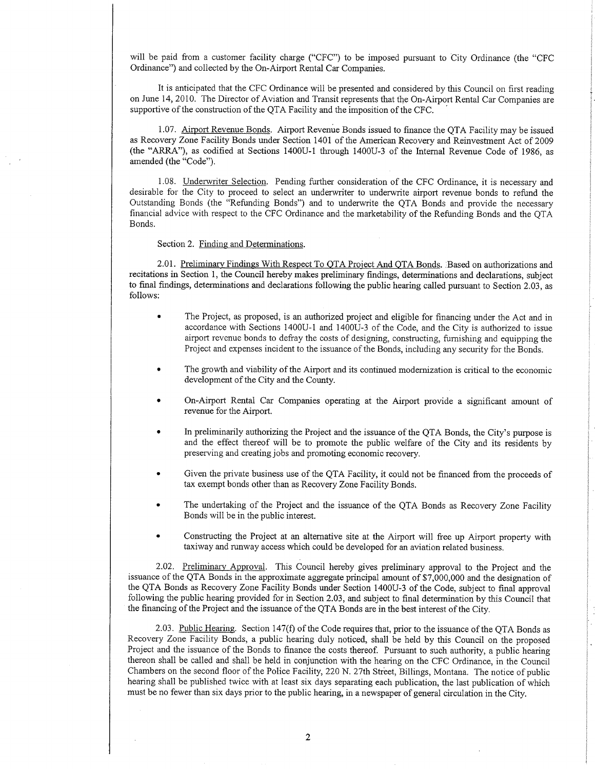will be paid from a customer facility charge ("CFC") to be imposed pursuant to City Ordinance (the "CFC Ordinance") and collected by the On-Airport Rental Car Companies.

It is anticipated that the CFC Ordinance will be presented and considered by this Council on first reading on June 14, 2010. The Director of Aviation and Transit represents that the On-Airport Rental Car Companies are supportive of the construction of the QTA Facility and the imposition of the CFC.

1.07. Airport Revenue Bonds. Airport Revenue Bonds issued to finance the QTA Facility may be issued as Recovery Zone Facility Bonds under Section 1401 of the American Recovery and Reinvestment Act of 2009 (the "ARRA"), as codified at Sections 1400U-1 through 1400U-3 of the Internal Revenue Code of 1986, as amended (the "Code").

1.08. Underwriter Selection. Pending further consideration of the CFC Ordinance, it is necessary and desirable for the City to proceed to select an underwriter to underwrite airport revenue bonds to refund the Outstanding Bonds (the "Refunding Bonds") and to underwrite the QTA Bonds and provide the necessary financial advice with respect to the CFC Ordinance and the marketability of the Refunding Bonds and the QTA Bonds.

Section 2. Finding and Determinations.

2.01. Preliminary Findings With Respect To QTA Project And QTA Bonds. Based on authorizations and recitations in Section 1, the Council hereby makes preliminary findings, determinations and declarations, subject to final findings, determinations and declarations following the public hearing called pursuant to Section 2.03, as follows:

- The Project, as proposed, is an authorized project and eligible for financing under the Act and in accordance with Sections 1400U-1 and 1400U-3 of the Code, and the City is authorized to issue airport revenue bonds to defray the costs of designing, constructing, furnishing and equipping the Project and expenses incident to the issuance of the Bonds, including any security for the Bonds.
- The growth and viability of the Airport and its continued modernization is critical to the economic development of the City and the County.
- On-Airport Rental Car Companies operating at the Airport provide a significant amount of revenue for the Airport.
- In preliminarily authorizing the Project and the issuance of the QTA Bonds, the City's purpose is and the effect thereof will be to promote the public welfare of the City and its residents by preserving and creating jobs and promoting economic recovery.
- Given the private business use of the QTA Facility, it could not be financed from the proceeds of tax exempt bonds other than as Recovery Zone Facility Bonds.
- The undertaking of the Project and the issuance of the QTA Bonds as Recovery Zone Facility Bonds will be in the public interest.
- Constructing the Project at an alternative site at the Airport will free up Airport property with taxiway and runway access which could be developed for an aviation related business.

2.02. Preliminary Approval. This Council hereby gives preliminary approval to the Project and the issuance of the QTA Bonds in the approximate aggregate principal amount of $7,000,000 and the designation of the QTA Bonds as Recovery Zone Facility Bonds under Section 1400U-3 of the Code, subject to final approval following the public hearing provided for in Section 2.03, and subject to final determination by this Council that the financing of the Project and the issuance of the QTA Bonds are in the best interest of the City.

2.03. Public Hearing. Section 147(f) of the Code requires that, prior to the issuance of the QTA Bonds as Recovery Zone Facility Bonds, a public hearing duly noticed, shall be held by this Council on the proposed Project and the issuance of the Bonds to finance the costs thereof. Pursuant to such authority, a public hearing thereon shall be called and shall be held in conjunction with the hearing on the CFC Ordinance, in the Council Chambers on the second floor of the Police Facility, 220 N. 27th Street, Billings, Montana. The notice of public hearing shall be published twice with at least six days separating each publication, the last publication of which must be no fewer than six days prior to the public hearing, in a newspaper of general circulation in the City.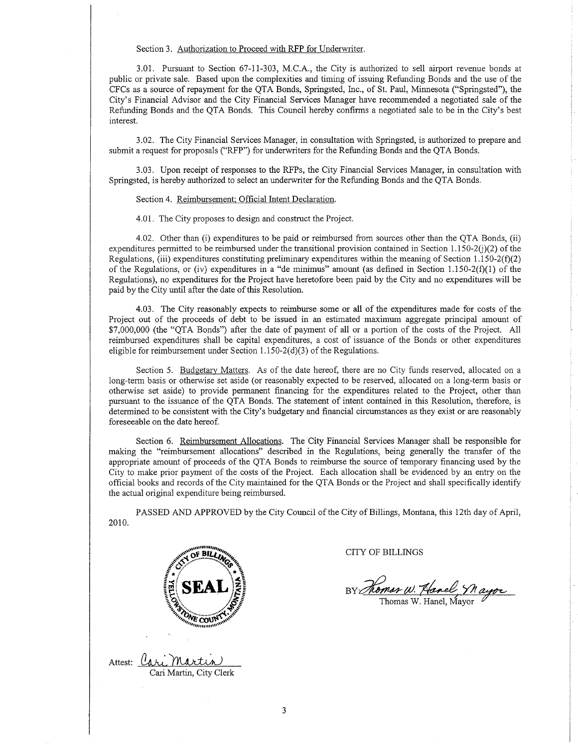Section 3. Authorization to Proceed with RFP for Underwriter.

3.01. Pursuant to Section 67-11-303, M.C.A., the City is authorized to sell airport revenue bonds at public or private sale. Based upon the complexities and timing of issuing Refunding Bonds and the use of the CFCs as a source of repayment for the QTA Bonds, Springsted, Inc., of St. Paul, Minnesota ("Springsted"), the City's Financial Advisor and the City Financial Services Manager have recommended a negotiated sale of the Refunding Bonds and the QTA Bonds. This Council hereby confirms a negotiated sale to be in the City's best interest.

3.02. The City Financial Services Manager, in consultation with Springsted, is authorized to prepare and submit a request for proposals ("RFP") for underwriters for the Refunding Bonds and the QTA Bonds.

3.03. Upon receipt of responses to the RFPs, the City Financial Services Manager, in consultation with Springsted, is hereby authorized to select an underwriter for the Refunding Bonds and the QTA Bonds.

Section 4. Reimbursement; Official Intent Declaration.

4.01. The City proposes to design and construct the Project.

4.02. Other than (i) expenditures to be paid or reimbursed from sources other than the QTA Bonds, (ii) expenditures permitted to be reimbursed under the transitional provision contained in Section 1.150-2(j)(2) of the Regulations, (iii) expenditures constituting preliminary expenditures within the meaning of Section 1.150-2(f)(2) of the Regulations, or (iv) expenditures in a "de minimus" amount (as defined in Section 1.150-2(f)(1) of the Regulations), no expenditures for the Project have heretofore been paid by the City and no expenditures will be paid by the City until after the date of this Resolution.

4.03. The City reasonably expects to reimburse some or all of the expenditures made for costs of the Project out of the proceeds of debt to be issued in an estimated maximum aggregate principal amount of $7,000,000 (the "QTA Bonds") after the date of payment of all or a portion of the costs of the Project. All reimbursed expenditures shall be capital expenditures, a cost of issuance of the Bonds or other expenditures eligible for reimbursement under Section 1.150-2(d)(3) of the Regulations.

Section 5. Budgetary Matters. As of the date hereof, there are no City funds reserved, allocated on a long-term basis or otherwise set aside (or reasonably expected to be reserved, allocated on a long-term basis or otherwise set aside) to provide permanent financing for the expenditures related to the Project, other than pursuant to the issuance of the QTA Bonds. The statement of intent contained in this Resolution, therefore, is determined to be consistent with the City's budgetary and financial circumstances as they exist or are reasonably foreseeable on the date hereof.

Section 6. Reimbursement Allocations. The City Financial Services Manager shall be responsible for making the "reimbursement allocations" described in the Regulations, being generally the transfer of the appropriate amount of proceeds of the QTA Bonds to reimburse the source of temporary financing used by the City to make prior payment of the costs of the Project. Each allocation shall be evidenced by an entry on the official books and records of the City maintained for the QTA Bonds or the Project and shall specifically identify the actual original expenditure being reimbursed.

PASSED AND APPROVED by the City Council of the City of Billings, Montana, this 12th day of April, 2010.

SEAL — CITY OF BILLINGS — YELLOWSTONE COUNTY, MONTANA

CITY OF BILLINGS

BY: *Thomas W. Hanel, Mayor*
Thomas W. Hanel, Mayor

Attest: *Cari Martin*
Cari Martin, City Clerk